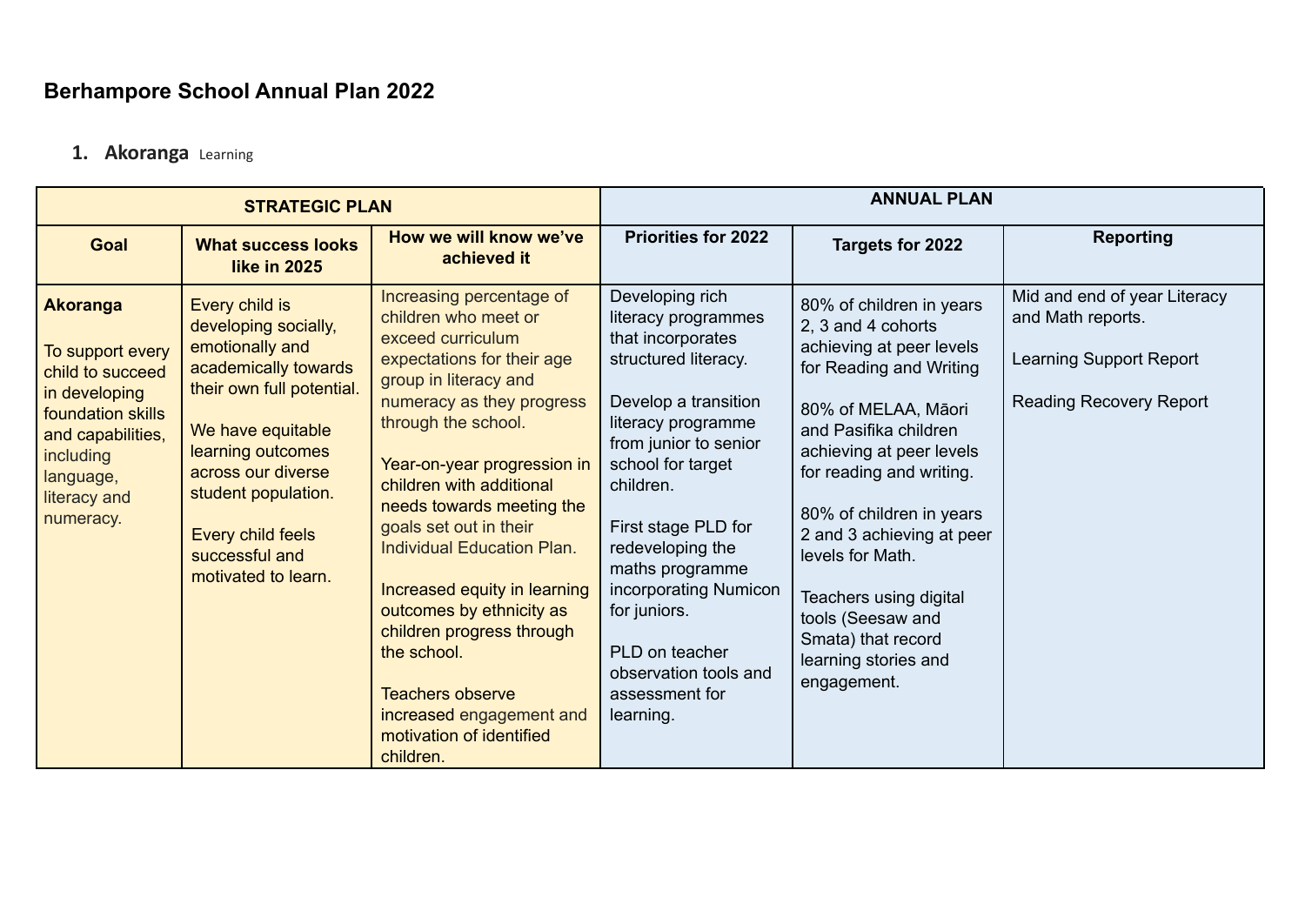# Berhampore School Annual Plan 2022

## 1. Akoranga Learning

| STRATEGIC PLAN | | | ANNUAL PLAN | | |
|---|---|---|---|---|---|
| **Goal** | **What success looks like in 2025** | **How we will know we've achieved it** | **Priorities for 2022** | **Targets for 2022** | **Reporting** |
| **Akoranga**<br><br>To support every child to succeed in developing foundation skills and capabilities, including language, literacy and numeracy. | Every child is developing socially, emotionally and academically towards their own full potential.<br><br>We have equitable learning outcomes across our diverse student population.<br><br>Every child feels successful and motivated to learn. | Increasing percentage of children who meet or exceed curriculum expectations for their age group in literacy and numeracy as they progress through the school.<br><br>Year-on-year progression in children with additional needs towards meeting the goals set out in their Individual Education Plan.<br><br>Increased equity in learning outcomes by ethnicity as children progress through the school.<br><br>Teachers observe increased engagement and motivation of identified children. | Developing rich literacy programmes that incorporates structured literacy.<br><br>Develop a transition literacy programme from junior to senior school for target children.<br><br>First stage PLD for redeveloping the maths programme incorporating Numicon for juniors.<br><br>PLD on teacher observation tools and assessment for learning. | 80% of children in years 2, 3 and 4 cohorts achieving at peer levels for Reading and Writing<br><br>80% of MELAA, Māori and Pasifika children achieving at peer levels for reading and writing.<br><br>80% of children in years 2 and 3 achieving at peer levels for Math.<br><br>Teachers using digital tools (Seesaw and Smata) that record learning stories and engagement. | Mid and end of year Literacy and Math reports.<br><br>Learning Support Report<br><br>Reading Recovery Report |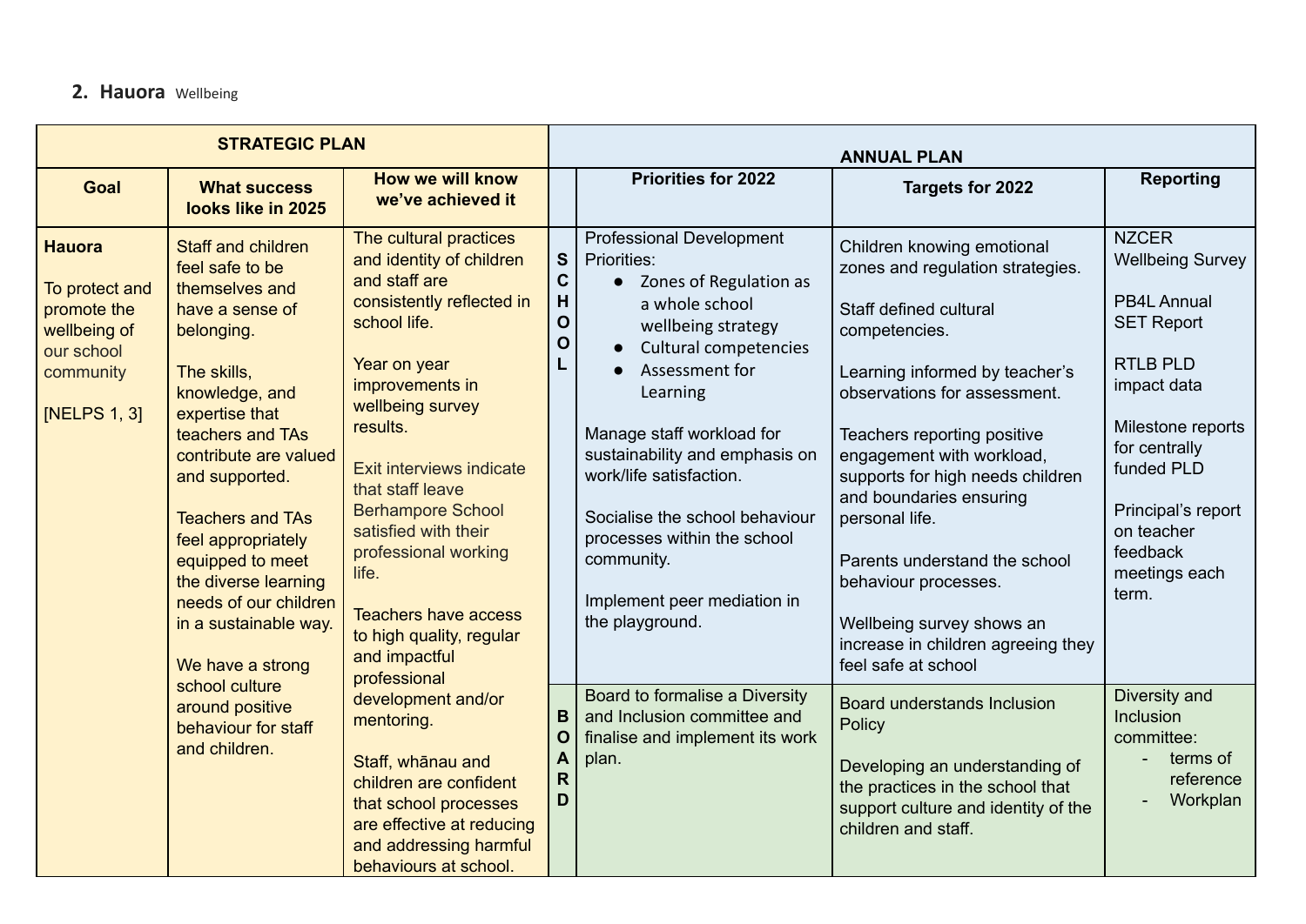## 2. Hauora Wellbeing

| STRATEGIC PLAN | | | ANNUAL PLAN | | | |
|---|---|---|---|---|---|---|
| **Goal** | **What success looks like in 2025** | **How we will know we've achieved it** | | **Priorities for 2022** | **Targets for 2022** | **Reporting** |
| **Hauora**<br><br>To protect and promote the wellbeing of our school community<br><br>[NELPS 1, 3] | Staff and children feel safe to be themselves and have a sense of belonging.<br><br>The skills, knowledge, and expertise that teachers and TAs contribute are valued and supported.<br><br>Teachers and TAs feel appropriately equipped to meet the diverse learning needs of our children in a sustainable way.<br><br>We have a strong school culture around positive behaviour for staff and children. | The cultural practices and identity of children and staff are consistently reflected in school life.<br><br>Year on year improvements in wellbeing survey results.<br><br>Exit interviews indicate that staff leave Berhampore School satisfied with their professional working life.<br><br>Teachers have access to high quality, regular and impactful professional development and/or mentoring.<br><br>Staff, whānau and children are confident that school processes are effective at reducing and addressing harmful behaviours at school. | **SCHOOL** | Professional Development Priorities:<br>● Zones of Regulation as a whole school wellbeing strategy<br>● Cultural competencies<br>● Assessment for Learning<br><br>Manage staff workload for sustainability and emphasis on work/life satisfaction.<br><br>Socialise the school behaviour processes within the school community.<br><br>Implement peer mediation in the playground. | Children knowing emotional zones and regulation strategies.<br><br>Staff defined cultural competencies.<br><br>Learning informed by teacher's observations for assessment.<br><br>Teachers reporting positive engagement with workload, supports for high needs children and boundaries ensuring personal life.<br><br>Parents understand the school behaviour processes.<br><br>Wellbeing survey shows an increase in children agreeing they feel safe at school | NZCER Wellbeing Survey<br><br>PB4L Annual SET Report<br><br>RTLB PLD impact data<br><br>Milestone reports for centrally funded PLD<br><br>Principal's report on teacher feedback meetings each term. |
| | | | **BOARD** | Board to formalise a Diversity and Inclusion committee and finalise and implement its work plan. | Board understands Inclusion Policy<br><br>Developing an understanding of the practices in the school that support culture and identity of the children and staff. | Diversity and Inclusion committee:<br>- terms of reference<br>- Workplan |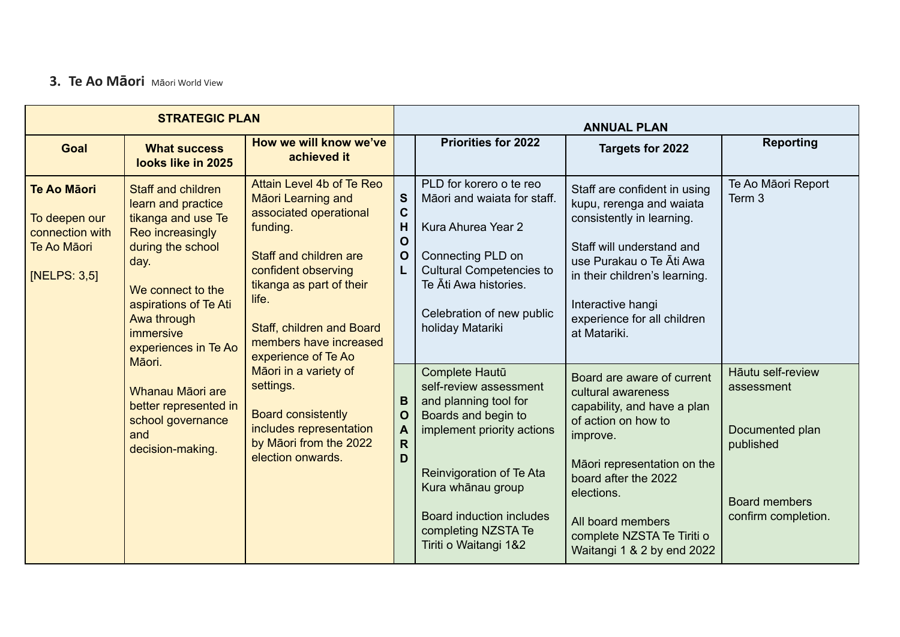## 3. Te Ao Māori Māori World View

| STRATEGIC PLAN | | | ANNUAL PLAN | | | |
|---|---|---|---|---|---|---|
| **Goal** | **What success looks like in 2025** | **How we will know we've achieved it** | | **Priorities for 2022** | **Targets for 2022** | **Reporting** |
| **Te Ao Māori**<br><br>To deepen our connection with Te Ao Māori<br><br>[NELPS: 3,5] | Staff and children learn and practice tikanga and use Te Reo increasingly during the school day.<br><br>We connect to the aspirations of Te Ati Awa through immersive experiences in Te Ao Māori.<br><br>Whanau Māori are better represented in school governance and decision-making. | Attain Level 4b of Te Reo Māori Learning and associated operational funding.<br><br>Staff and children are confident observing tikanga as part of their life.<br><br>Staff, children and Board members have increased experience of Te Ao Māori in a variety of settings.<br><br>Board consistently includes representation by Māori from the 2022 election onwards. | **SCHOOL** | PLD for korero o te reo Māori and waiata for staff.<br><br>Kura Ahurea Year 2<br><br>Connecting PLD on Cultural Competencies to Te Āti Awa histories.<br><br>Celebration of new public holiday Matariki | Staff are confident in using kupu, rerenga and waiata consistently in learning.<br><br>Staff will understand and use Purakau o Te Āti Awa in their children's learning.<br><br>Interactive hangi experience for all children at Matariki. | Te Ao Māori Report Term 3 |
| | | | **BOARD** | Complete Hautū self-review assessment and planning tool for Boards and begin to implement priority actions<br><br>Reinvigoration of Te Ata Kura whānau group<br><br>Board induction includes completing NZSTA Te Tiriti o Waitangi 1&2 | Board are aware of current cultural awareness capability, and have a plan of action on how to improve.<br><br>Māori representation on the board after the 2022 elections.<br><br>All board members complete NZSTA Te Tiriti o Waitangi 1 & 2 by end 2022 | Hāutu self-review assessment<br><br>Documented plan published<br><br>Board members confirm completion. |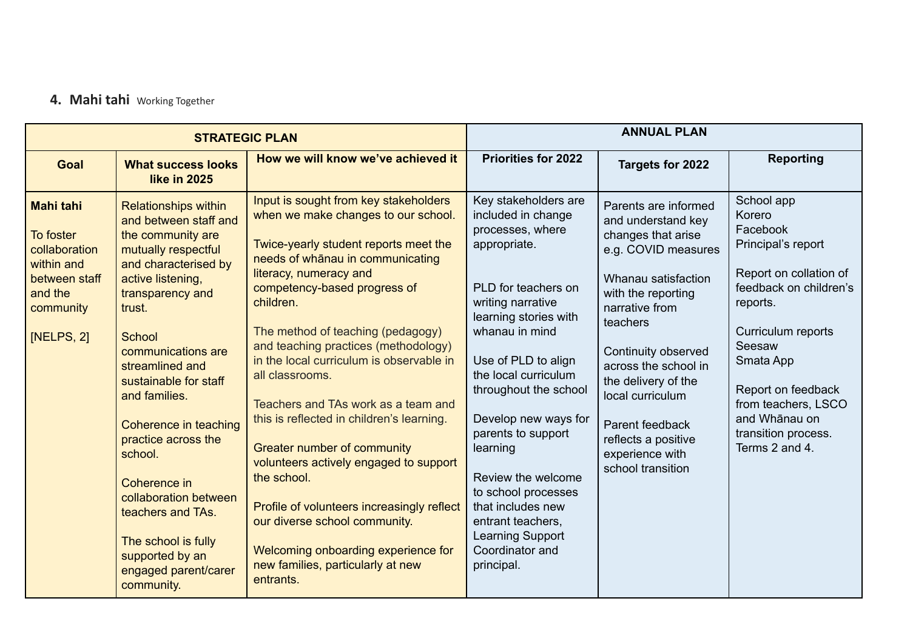## 4. Mahi tahi Working Together

| STRATEGIC PLAN | | | ANNUAL PLAN | | |
|---|---|---|---|---|---|
| **Goal** | **What success looks like in 2025** | **How we will know we've achieved it** | **Priorities for 2022** | **Targets for 2022** | **Reporting** |
| **Mahi tahi**<br><br>To foster collaboration within and between staff and the community<br><br>[NELPS, 2] | Relationships within and between staff and the community are mutually respectful and characterised by active listening, transparency and trust.<br><br>School communications are streamlined and sustainable for staff and families.<br><br>Coherence in teaching practice across the school.<br><br>Coherence in collaboration between teachers and TAs.<br><br>The school is fully supported by an engaged parent/carer community. | Input is sought from key stakeholders when we make changes to our school.<br><br>Twice-yearly student reports meet the needs of whānau in communicating literacy, numeracy and competency-based progress of children.<br><br>The method of teaching (pedagogy) and teaching practices (methodology) in the local curriculum is observable in all classrooms.<br><br>Teachers and TAs work as a team and this is reflected in children's learning.<br><br>Greater number of community volunteers actively engaged to support the school.<br><br>Profile of volunteers increasingly reflect our diverse school community.<br><br>Welcoming onboarding experience for new families, particularly at new entrants. | Key stakeholders are included in change processes, where appropriate.<br><br>PLD for teachers on writing narrative learning stories with whanau in mind<br><br>Use of PLD to align the local curriculum throughout the school<br><br>Develop new ways for parents to support learning<br><br>Review the welcome to school processes that includes new entrant teachers, Learning Support Coordinator and principal. | Parents are informed and understand key changes that arise e.g. COVID measures<br><br>Whanau satisfaction with the reporting narrative from teachers<br><br>Continuity observed across the school in the delivery of the local curriculum<br><br>Parent feedback reflects a positive experience with school transition | School app<br>Korero<br>Facebook<br>Principal's report<br><br>Report on collation of feedback on children's reports.<br><br>Curriculum reports<br>Seesaw<br>Smata App<br><br>Report on feedback from teachers, LSCO and Whānau on transition process. Terms 2 and 4. |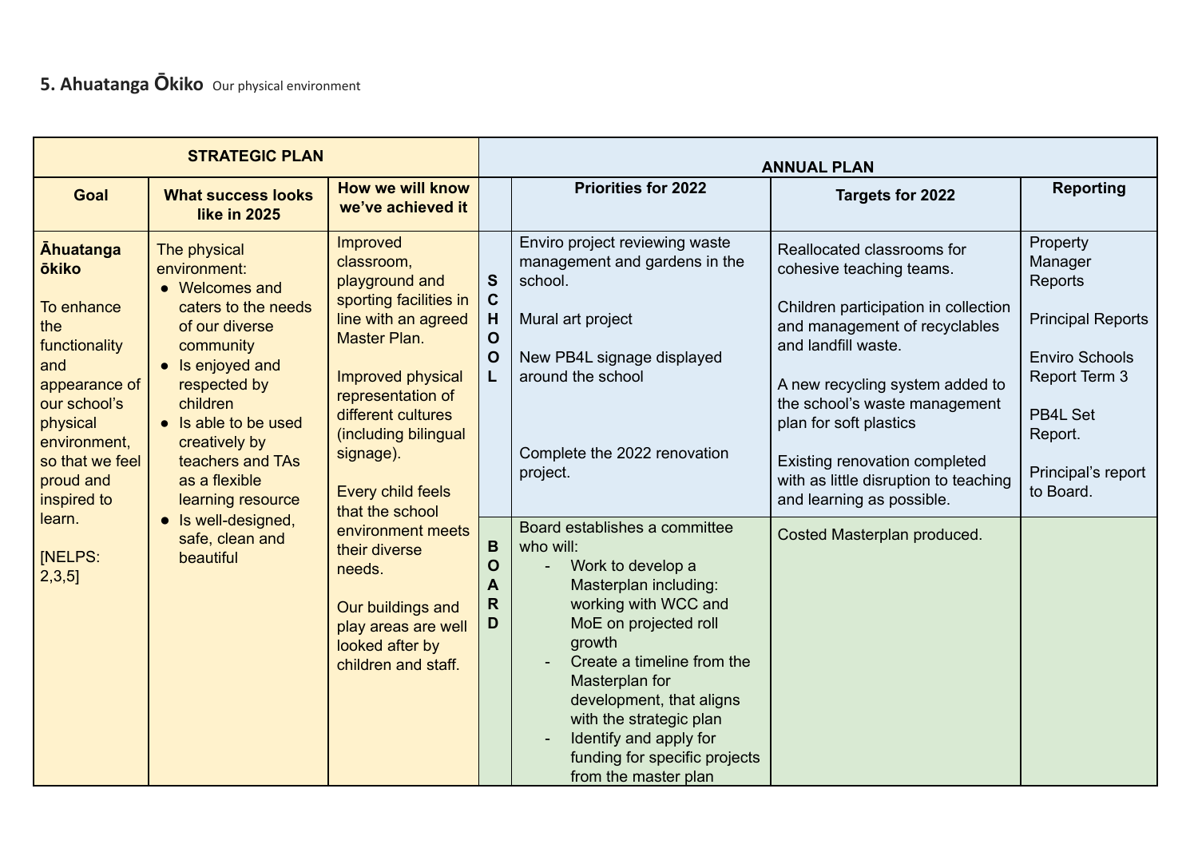## 5. Ahuatanga Ōkiko Our physical environment

| STRATEGIC PLAN | | | ANNUAL PLAN | | | |
|---|---|---|---|---|---|---|
| **Goal** | **What success looks like in 2025** | **How we will know we've achieved it** | | **Priorities for 2022** | **Targets for 2022** | **Reporting** |
| **Āhuatanga ōkiko**<br><br>To enhance the functionality and appearance of our school's physical environment, so that we feel proud and inspired to learn.<br><br>[NELPS: 2,3,5] | The physical environment:<br>● Welcomes and caters to the needs of our diverse community<br>● Is enjoyed and respected by children<br>● Is able to be used creatively by teachers and TAs as a flexible learning resource<br>● Is well-designed, safe, clean and beautiful | Improved classroom, playground and sporting facilities in line with an agreed Master Plan.<br><br>Improved physical representation of different cultures (including bilingual signage).<br><br>Every child feels that the school environment meets their diverse needs.<br><br>Our buildings and play areas are well looked after by children and staff. | **SCHOOL** | Enviro project reviewing waste management and gardens in the school.<br><br>Mural art project<br><br>New PB4L signage displayed around the school<br><br>Complete the 2022 renovation project. | Reallocated classrooms for cohesive teaching teams.<br><br>Children participation in collection and management of recyclables and landfill waste.<br><br>A new recycling system added to the school's waste management plan for soft plastics<br><br>Existing renovation completed with as little disruption to teaching and learning as possible. | Property Manager Reports<br><br>Principal Reports<br><br>Enviro Schools Report Term 3<br><br>PB4L Set Report.<br><br>Principal's report to Board. |
| | | | **BOARD** | Board establishes a committee who will:<br>- Work to develop a Masterplan including: working with WCC and MoE on projected roll growth<br>- Create a timeline from the Masterplan for development, that aligns with the strategic plan<br>- Identify and apply for funding for specific projects from the master plan | Costed Masterplan produced. | |